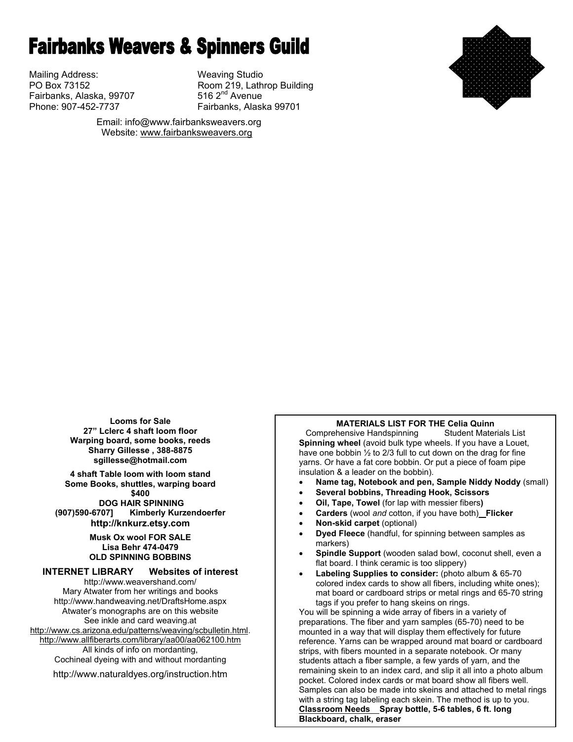# Fairbanks Weavers & Spinners Guild

Mailing Address:
PO Box 73152
Fairbanks, Alaska, 99707
Phone: 907-452-7737

Weaving Studio
Room 219, Lathrop Building
516 2nd Avenue
Fairbanks, Alaska 99701

Email: info@www.fairbanksweavers.org
Website: www.fairbanksweavers.org

**Looms for Sale**
**27" Lclerc 4 shaft loom floor**
**Warping board, some books, reeds**
**Sharry Gillesse , 388-8875**
**sgillesse@hotmail.com**

**4 shaft Table loom with loom stand**
**Some Books, shuttles, warping board**
**$400**

**DOG HAIR SPINNING**
**(907)590-6707] Kimberly Kurzendoerfer**
**http://knkurz.etsy.com**

**Musk Ox wool FOR SALE**
**Lisa Behr 474-0479**
**OLD SPINNING BOBBINS**

**INTERNET LIBRARY Websites of interest**

http://www.weavershand.com/
Mary Atwater from her writings and books
http://www.handweaving.net/DraftsHome.aspx
Atwater's monographs are on this website
See inkle and card weaving.at
http://www.cs.arizona.edu/patterns/weaving/scbulletin.html.
http://www.allfiberarts.com/library/aa00/aa062100.htm
All kinds of info on mordanting,
Cochineal dyeing with and without mordanting
http://www.naturaldyes.org/instruction.htm

**MATERIALS LIST FOR THE Celia Quinn**
Comprehensive Handspinning Student Materials List

**Spinning wheel** (avoid bulk type wheels. If you have a Louet, have one bobbin ½ to 2/3 full to cut down on the drag for fine yarns. Or have a fat core bobbin. Or put a piece of foam pipe insulation & a leader on the bobbin).

- **Name tag, Notebook and pen, Sample Niddy Noddy** (small)
- **Several bobbins, Threading Hook, Scissors**
- **Oil, Tape, Towel** (for lap with messier fibers**)**
- **Carders** (wool *and* cotton, if you have both) **Flicker**
- **Non-skid carpet** (optional)
- **Dyed Fleece** (handful, for spinning between samples as markers)
- **Spindle Support** (wooden salad bowl, coconut shell, even a flat board. I think ceramic is too slippery)
- **Labeling Supplies to consider:** (photo album & 65-70 colored index cards to show all fibers, including white ones); mat board or cardboard strips or metal rings and 65-70 string tags if you prefer to hang skeins on rings.

You will be spinning a wide array of fibers in a variety of preparations. The fiber and yarn samples (65-70) need to be mounted in a way that will display them effectively for future reference. Yarns can be wrapped around mat board or cardboard strips, with fibers mounted in a separate notebook. Or many students attach a fiber sample, a few yards of yarn, and the remaining skein to an index card, and slip it all into a photo album pocket. Colored index cards or mat board show all fibers well. Samples can also be made into skeins and attached to metal rings with a string tag labeling each skein. The method is up to you.

**Classroom Needs** **Spray bottle, 5-6 tables, 6 ft. long Blackboard, chalk, eraser**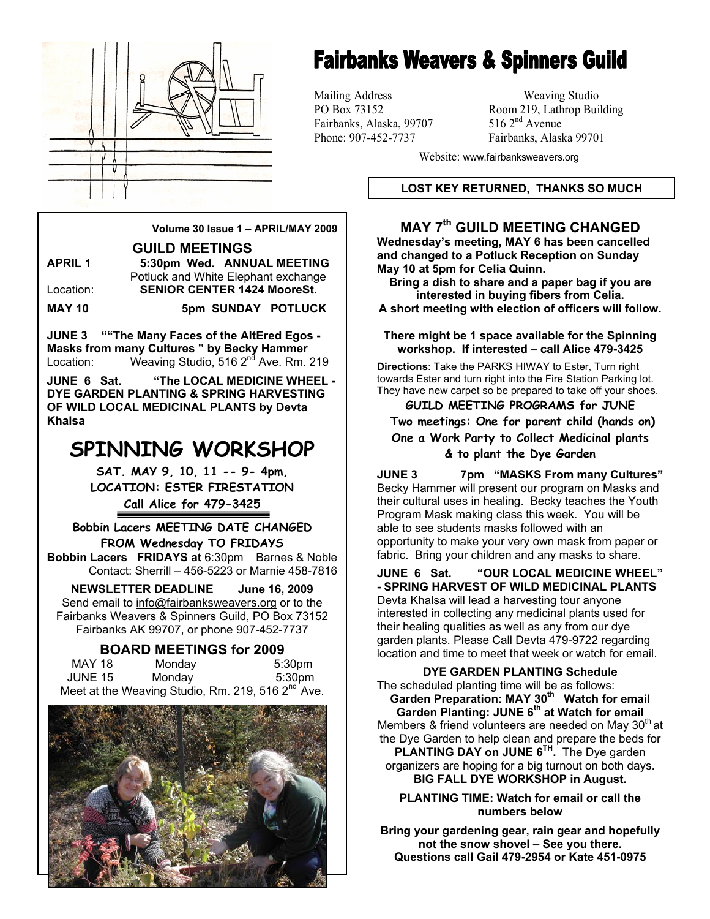# Fairbanks Weavers & Spinners Guild

Mailing Address
PO Box 73152
Fairbanks, Alaska, 99707
Phone: 907-452-7737

Weaving Studio
Room 219, Lathrop Building
516 2nd Avenue
Fairbanks, Alaska 99701

Website: www.fairbanksweavers.org

**LOST KEY RETURNED, THANKS SO MUCH**

**Volume 30 Issue 1 – APRIL/MAY 2009**

## GUILD MEETINGS

**APRIL 1** 5:30pm Wed. **ANNUAL MEETING**
Potluck and White Elephant exchange
Location: **SENIOR CENTER 1424 MooreSt.**

**MAY 10 5pm SUNDAY POTLUCK**

**JUNE 3 ""The Many Faces of the AltEred Egos - Masks from many Cultures " by Becky Hammer**
Location: Weaving Studio, 516 2nd Ave. Rm. 219

**JUNE 6 Sat. "The LOCAL MEDICINE WHEEL - DYE GARDEN PLANTING & SPRING HARVESTING OF WILD LOCAL MEDICINAL PLANTS by Devta Khalsa**

# SPINNING WORKSHOP

**SAT. MAY 9, 10, 11 -- 9- 4pm,**
**LOCATION: ESTER FIRESTATION**
**Call Alice for 479-3425**

**Bobbin Lacers MEETING DATE CHANGED FROM Wednesday TO FRIDAYS**

**Bobbin Lacers FRIDAYS at** 6:30pm Barnes & Noble
Contact: Sherrill – 456-5223 or Marnie 458-7816

**NEWSLETTER DEADLINE June 16, 2009**
Send email to info@fairbanksweavers.org or to the Fairbanks Weavers & Spinners Guild, PO Box 73152 Fairbanks AK 99707, or phone 907-452-7737

## BOARD MEETINGS for 2009

| | | |
|---|---|---|
| MAY 18 | Monday | 5:30pm |
| JUNE 15 | Monday | 5:30pm |

Meet at the Weaving Studio, Rm. 219, 516 2nd Ave.

## MAY 7th GUILD MEETING CHANGED

**Wednesday's meeting, MAY 6 has been cancelled and changed to a Potluck Reception on Sunday May 10 at 5pm for Celia Quinn.**

**Bring a dish to share and a paper bag if you are interested in buying fibers from Celia.**
**A short meeting with election of officers will follow.**

**There might be 1 space available for the Spinning workshop. If interested – call Alice 479-3425**

**Directions**: Take the PARKS HIWAY to Ester, Turn right towards Ester and turn right into the Fire Station Parking lot. They have new carpet so be prepared to take off your shoes.

**GUILD MEETING PROGRAMS for JUNE**
**Two meetings: One for parent child (hands on)**
**One a Work Party to Collect Medicinal plants & to plant the Dye Garden**

**JUNE 3 7pm "MASKS From many Cultures"**
Becky Hammer will present our program on Masks and their cultural uses in healing. Becky teaches the Youth Program Mask making class this week. You will be able to see students masks followed with an opportunity to make your very own mask from paper or fabric. Bring your children and any masks to share.

**JUNE 6 Sat. "OUR LOCAL MEDICINE WHEEL" - SPRING HARVEST OF WILD MEDICINAL PLANTS**
Devta Khalsa will lead a harvesting tour anyone interested in collecting any medicinal plants used for their healing qualities as well as any from our dye garden plants. Please Call Devta 479-9722 regarding location and time to meet that week or watch for email.

**DYE GARDEN PLANTING Schedule**
The scheduled planting time will be as follows:
**Garden Preparation: MAY 30th Watch for email**
**Garden Planting: JUNE 6th at Watch for email**
Members & friend volunteers are needed on May 30th at the Dye Garden to help clean and prepare the beds for **PLANTING DAY on JUNE 6TH.** The Dye garden organizers are hoping for a big turnout on both days.
**BIG FALL DYE WORKSHOP in August.**

**PLANTING TIME: Watch for email or call the numbers below**

**Bring your gardening gear, rain gear and hopefully not the snow shovel – See you there. Questions call Gail 479-2954 or Kate 451-0975**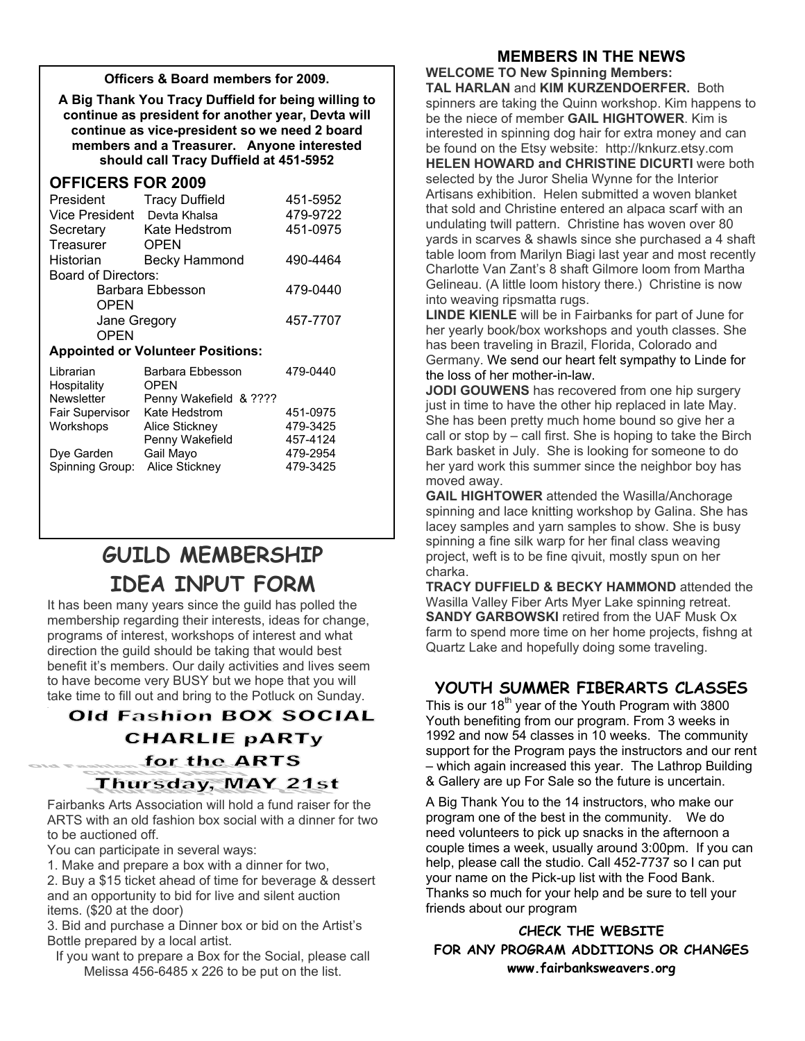**Officers & Board members for 2009.**

**A Big Thank You Tracy Duffield for being willing to continue as president for another year, Devta will continue as vice-president so we need 2 board members and a Treasurer. Anyone interested should call Tracy Duffield at 451-5952**

## OFFICERS FOR 2009

| | | |
|---|---|---|
| President | Tracy Duffield | 451-5952 |
| Vice President | Devta Khalsa | 479-9722 |
| Secretary | Kate Hedstrom | 451-0975 |
| Treasurer | OPEN | |
| Historian | Becky Hammond | 490-4464 |
| Board of Directors: | | |
| | Barbara Ebbesson | 479-0440 |
| | OPEN | |
| | Jane Gregory | 457-7707 |
| | OPEN | |

**Appointed or Volunteer Positions:**

| | | |
|---|---|---|
| Librarian | Barbara Ebbesson | 479-0440 |
| Hospitality | OPEN | |
| Newsletter | Penny Wakefield & ???? | |
| Fair Supervisor | Kate Hedstrom | 451-0975 |
| Workshops | Alice Stickney | 479-3425 |
| | Penny Wakefield | 457-4124 |
| Dye Garden | Gail Mayo | 479-2954 |
| Spinning Group: | Alice Stickney | 479-3425 |

# GUILD MEMBERSHIP IDEA INPUT FORM

It has been many years since the guild has polled the membership regarding their interests, ideas for change, programs of interest, workshops of interest and what direction the guild should be taking that would best benefit it's members. Our daily activities and lives seem to have become very BUSY but we hope that you will take time to fill out and bring to the Potluck on Sunday.

## Old Fashion BOX SOCIAL CHARLIE pARTy for the ARTS Thursday, MAY 21st

Fairbanks Arts Association will hold a fund raiser for the ARTS with an old fashion box social with a dinner for two to be auctioned off.

You can participate in several ways:

1. Make and prepare a box with a dinner for two,
2. Buy a $15 ticket ahead of time for beverage & dessert and an opportunity to bid for live and silent auction items. ($20 at the door)
3. Bid and purchase a Dinner box or bid on the Artist's Bottle prepared by a local artist.

If you want to prepare a Box for the Social, please call Melissa 456-6485 x 226 to be put on the list.

## MEMBERS IN THE NEWS

**WELCOME TO New Spinning Members:**
**TAL HARLAN** and **KIM KURZENDOERFER.** Both spinners are taking the Quinn workshop. Kim happens to be the niece of member **GAIL HIGHTOWER**. Kim is interested in spinning dog hair for extra money and can be found on the Etsy website: http://knkurz.etsy.com

**HELEN HOWARD and CHRISTINE DICURTI** were both selected by the Juror Shelia Wynne for the Interior Artisans exhibition. Helen submitted a woven blanket that sold and Christine entered an alpaca scarf with an undulating twill pattern. Christine has woven over 80 yards in scarves & shawls since she purchased a 4 shaft table loom from Marilyn Biagi last year and most recently Charlotte Van Zant's 8 shaft Gilmore loom from Martha Gelineau. (A little loom history there.) Christine is now into weaving ripsmatta rugs.

**LINDE KIENLE** will be in Fairbanks for part of June for her yearly book/box workshops and youth classes. She has been traveling in Brazil, Florida, Colorado and Germany. We send our heart felt sympathy to Linde for the loss of her mother-in-law.

**JODI GOUWENS** has recovered from one hip surgery just in time to have the other hip replaced in late May. She has been pretty much home bound so give her a call or stop by – call first. She is hoping to take the Birch Bark basket in July. She is looking for someone to do her yard work this summer since the neighbor boy has moved away.

**GAIL HIGHTOWER** attended the Wasilla/Anchorage spinning and lace knitting workshop by Galina. She has lacey samples and yarn samples to show. She is busy spinning a fine silk warp for her final class weaving project, weft is to be fine qivuit, mostly spun on her charka.

**TRACY DUFFIELD & BECKY HAMMOND** attended the Wasilla Valley Fiber Arts Myer Lake spinning retreat.

**SANDY GARBOWSKI** retired from the UAF Musk Ox farm to spend more time on her home projects, fishng at Quartz Lake and hopefully doing some traveling.

## YOUTH SUMMER FIBERARTS CLASSES

This is our 18th year of the Youth Program with 3800 Youth benefiting from our program. From 3 weeks in 1992 and now 54 classes in 10 weeks. The community support for the Program pays the instructors and our rent – which again increased this year. The Lathrop Building & Gallery are up For Sale so the future is uncertain.

A Big Thank You to the 14 instructors, who make our program one of the best in the community. We do need volunteers to pick up snacks in the afternoon a couple times a week, usually around 3:00pm. If you can help, please call the studio. Call 452-7737 so I can put your name on the Pick-up list with the Food Bank. Thanks so much for your help and be sure to tell your friends about our program

**CHECK THE WEBSITE**
**FOR ANY PROGRAM ADDITIONS OR CHANGES**
**www.fairbanksweavers.org**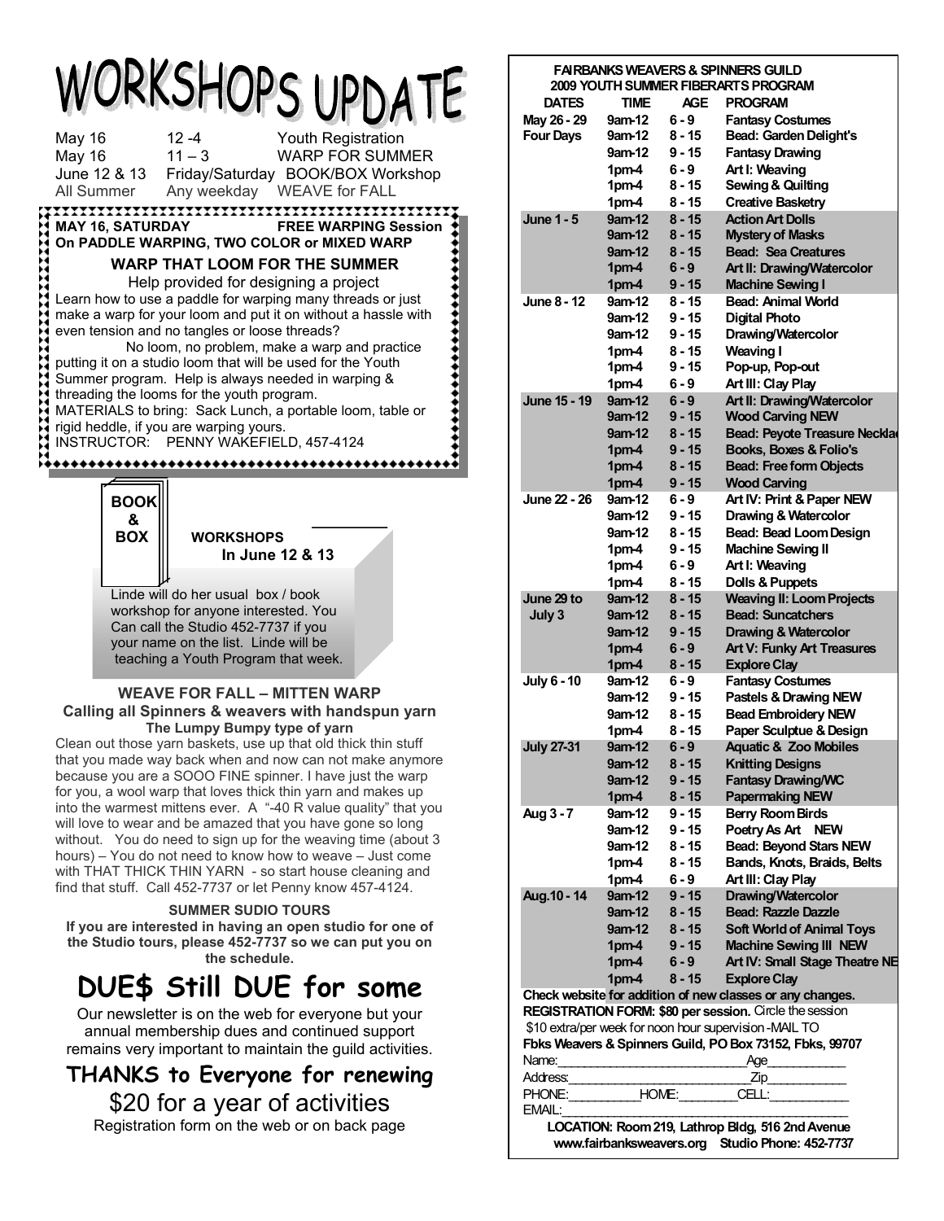# WORKSHOPS UPDATE

| | | |
|---|---|---|
| May 16 | 12 -4 | Youth Registration |
| May 16 | 11 – 3 | WARP FOR SUMMER |
| June 12 & 13 | Friday/Saturday | BOOK/BOX Workshop |
| All Summer | Any weekday | WEAVE for FALL |

**MAY 16, SATURDAY** **FREE WARPING Session**
**On PADDLE WARPING, TWO COLOR or MIXED WARP**

**WARP THAT LOOM FOR THE SUMMER**

Help provided for designing a project

Learn how to use a paddle for warping many threads or just make a warp for your loom and put it on without a hassle with even tension and no tangles or loose threads?

No loom, no problem, make a warp and practice putting it on a studio loom that will be used for the Youth Summer program. Help is always needed in warping & threading the looms for the youth program.

MATERIALS to bring: Sack Lunch, a portable loom, table or rigid heddle, if you are warping yours.

INSTRUCTOR: PENNY WAKEFIELD, 457-4124

**BOOK & BOX** **WORKSHOPS In June 12 & 13**

Linde will do her usual box / book workshop for anyone interested. You Can call the Studio 452-7737 if you your name on the list. Linde will be teaching a Youth Program that week.

**WEAVE FOR FALL – MITTEN WARP**
**Calling all Spinners & weavers with handspun yarn**
**The Lumpy Bumpy type of yarn**

Clean out those yarn baskets, use up that old thick thin stuff that you made way back when and now can not make anymore because you are a SOOO FINE spinner. I have just the warp for you, a wool warp that loves thick thin yarn and makes up into the warmest mittens ever. A "-40 R value quality" that you will love to wear and be amazed that you have gone so long without. You do need to sign up for the weaving time (about 3 hours) – You do not need to know how to weave – Just come with THAT THICK THIN YARN - so start house cleaning and find that stuff. Call 452-7737 or let Penny know 457-4124.

**SUMMER SUDIO TOURS**

**If you are interested in having an open studio for one of the Studio tours, please 452-7737 so we can put you on the schedule.**

# DUE$ Still DUE for some

Our newsletter is on the web for everyone but your annual membership dues and continued support remains very important to maintain the guild activities.

## THANKS to Everyone for renewing

$20 for a year of activities

Registration form on the web or on back page

**FAIRBANKS WEAVERS & SPINNERS GUILD**
**2009 YOUTH SUMMER FIBERARTS PROGRAM**

| DATES | TIME | AGE | PROGRAM |
|---|---|---|---|
| May 26 - 29 | 9am-12 | 6 - 9 | Fantasy Costumes |
| Four Days | 9am-12 | 8 - 15 | Bead: Garden Delight's |
| | 9am-12 | 9 - 15 | Fantasy Drawing |
| | 1pm-4 | 6 - 9 | Art I: Weaving |
| | 1pm-4 | 8 - 15 | Sewing & Quilting |
| | 1pm-4 | 8 - 15 | Creative Basketry |
| June 1 - 5 | 9am-12 | 8 - 15 | Action Art Dolls |
| | 9am-12 | 8 - 15 | Mystery of Masks |
| | 9am-12 | 8 - 15 | Bead: Sea Creatures |
| | 1pm-4 | 6 - 9 | Art II: Drawing/Watercolor |
| | 1pm-4 | 9 - 15 | Machine Sewing I |
| June 8 - 12 | 9am-12 | 8 - 15 | Bead: Animal World |
| | 9am-12 | 9 - 15 | Digital Photo |
| | 9am-12 | 9 - 15 | Drawing/Watercolor |
| | 1pm-4 | 8 - 15 | Weaving I |
| | 1pm-4 | 9 - 15 | Pop-up, Pop-out |
| | 1pm-4 | 6 - 9 | Art III: Clay Play |
| June 15 - 19 | 9am-12 | 6 - 9 | Art II: Drawing/Watercolor |
| | 9am-12 | 9 - 15 | Wood Carving NEW |
| | 9am-12 | 8 - 15 | Bead: Peyote Treasure Necklac |
| | 1pm-4 | 9 - 15 | Books, Boxes & Folio's |
| | 1pm-4 | 8 - 15 | Bead: Free form Objects |
| | 1pm-4 | 9 - 15 | Wood Carving |
| June 22 - 26 | 9am-12 | 6 - 9 | Art IV: Print & Paper NEW |
| | 9am-12 | 9 - 15 | Drawing & Watercolor |
| | 9am-12 | 8 - 15 | Bead: Bead Loom Design |
| | 1pm-4 | 9 - 15 | Machine Sewing II |
| | 1pm-4 | 6 - 9 | Art I: Weaving |
| | 1pm-4 | 8 - 15 | Dolls & Puppets |
| June 29 to July 3 | 9am-12 | 8 - 15 | Weaving II: Loom Projects |
| | 9am-12 | 8 - 15 | Bead: Suncatchers |
| | 9am-12 | 9 - 15 | Drawing & Watercolor |
| | 1pm-4 | 6 - 9 | Art V: Funky Art Treasures |
| | 1pm-4 | 8 - 15 | Explore Clay |
| July 6 - 10 | 9am-12 | 6 - 9 | Fantasy Costumes |
| | 9am-12 | 9 - 15 | Pastels & Drawing NEW |
| | 9am-12 | 8 - 15 | Bead Embroidery NEW |
| | 1pm-4 | 8 - 15 | Paper Sculptue & Design |
| July 27-31 | 9am-12 | 6 - 9 | Aquatic & Zoo Mobiles |
| | 9am-12 | 8 - 15 | Knitting Designs |
| | 9am-12 | 9 - 15 | Fantasy Drawing/WC |
| | 1pm-4 | 8 - 15 | Papermaking NEW |
| Aug 3 - 7 | 9am-12 | 9 - 15 | Berry Room Birds |
| | 9am-12 | 9 - 15 | Poetry As Art NEW |
| | 9am-12 | 8 - 15 | Bead: Beyond Stars NEW |
| | 1pm-4 | 8 - 15 | Bands, Knots, Braids, Belts |
| | 1pm-4 | 6 - 9 | Art III: Clay Play |
| Aug.10 - 14 | 9am-12 | 9 - 15 | Drawing/Watercolor |
| | 9am-12 | 8 - 15 | Bead: Razzle Dazzle |
| | 9am-12 | 8 - 15 | Soft World of Animal Toys |
| | 1pm-4 | 9 - 15 | Machine Sewing III NEW |
| | 1pm-4 | 6 - 9 | Art IV: Small Stage Theatre NE |
| | 1pm-4 | 8 - 15 | Explore Clay |

**Check website for addition of new classes or any changes.**

**REGISTRATION FORM: $80 per session.** Circle the session

$10 extra/per week for noon hour supervision -MAIL TO

**Fbks Weavers & Spinners Guild, PO Box 73152, Fbks, 99707**

Name:______________________________Age____________

Address:____________________________Zip____________

PHONE:__________HOME:________CELL:____________

EMAIL:_____________________________________________

**LOCATION: Room 219, Lathrop Bldg, 516 2nd Avenue**
**www.fairbanksweavers.org Studio Phone: 452-7737**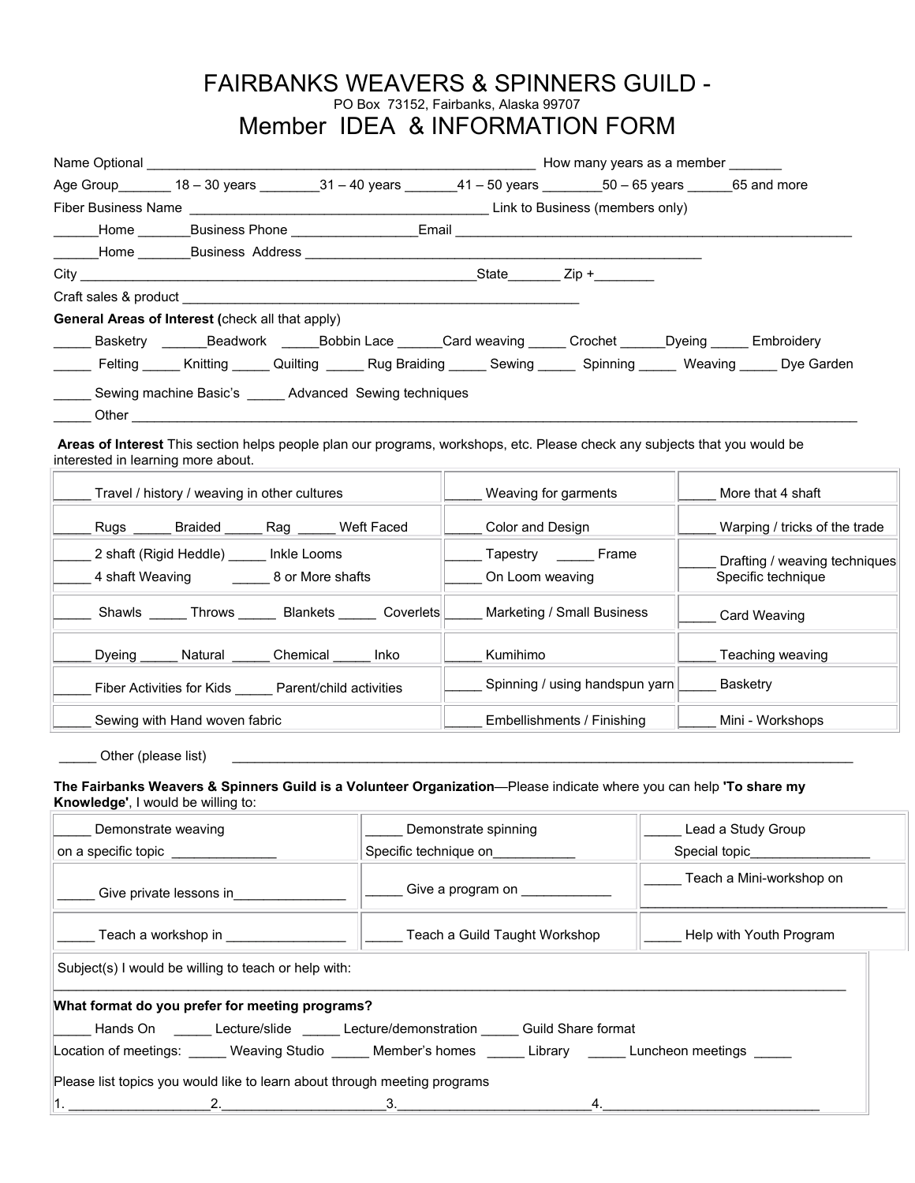# FAIRBANKS WEAVERS & SPINNERS GUILD -

PO Box 73152, Fairbanks, Alaska 99707

## Member IDEA & INFORMATION FORM

Name Optional ______________________________________________________ How many years as a member _______

Age Group_______ 18 – 30 years ________31 – 40 years _______41 – 50 years ________50 – 65 years ______65 and more

Fiber Business Name __________________________________________ Link to Business (members only)

______Home _______Business Phone ________________Email ______________________________________________________

______Home _______Business Address ______________________________________________________

City ______________________________________________________State_______ Zip +________

Craft sales & product ______________________________________________________

**General Areas of Interest (**check all that apply)

_____ Basketry ______Beadwork _____Bobbin Lace ______Card weaving _____ Crochet ______Dyeing _____ Embroidery

_____ Felting _____ Knitting _____ Quilting _____ Rug Braiding _____ Sewing _____ Spinning _____ Weaving _____ Dye Garden

_____ Sewing machine Basic's _____ Advanced Sewing techniques

_____ Other ____________________________________________________________________________________________

**Areas of Interest** This section helps people plan our programs, workshops, etc. Please check any subjects that you would be interested in learning more about.

| | | |
|---|---|---|
| _____ Travel / history / weaving in other cultures | _____ Weaving for garments | _____ More that 4 shaft |
| _____ Rugs _____ Braided _____ Rag _____ Weft Faced | _____ Color and Design | _____ Warping / tricks of the trade |
| _____ 2 shaft (Rigid Heddle) _____ Inkle Looms<br>_____ 4 shaft Weaving _____ 8 or More shafts | _____ Tapestry _____ Frame<br>_____ On Loom weaving | _____ Drafting / weaving techniques<br>Specific technique |
| _____ Shawls _____ Throws _____ Blankets _____ Coverlets | _____ Marketing / Small Business | _____ Card Weaving |
| _____ Dyeing _____ Natural _____ Chemical _____ Inko | _____ Kumihimo | _____ Teaching weaving |
| _____ Fiber Activities for Kids _____ Parent/child activities | _____ Spinning / using handspun yarn | _____ Basketry |
| _____ Sewing with Hand woven fabric | _____ Embellishments / Finishing | _____ Mini - Workshops |

_____ Other (please list) ________________________________________________________________________________

**The Fairbanks Weavers & Spinners Guild is a Volunteer Organization**—Please indicate where you can help **'To share my Knowledge'**, I would be willing to:

| | | |
|---|---|---|
| _____ Demonstrate weaving<br>on a specific topic ______________ | _____ Demonstrate spinning<br>Specific technique on___________ | _____ Lead a Study Group<br>Special topic________________ |
| _____ Give private lessons in_______________ | _____ Give a program on ____________ | _____ Teach a Mini-workshop on<br>________________________________ |
| _____ Teach a workshop in ________________ | _____ Teach a Guild Taught Workshop | _____ Help with Youth Program |

Subject(s) I would be willing to teach or help with:

____________________________________________________________________________________________________

**What format do you prefer for meeting programs?**

_____ Hands On _____ Lecture/slide _____ Lecture/demonstration _____ Guild Share format

Location of meetings: _____ Weaving Studio _____ Member's homes _____ Library _____ Luncheon meetings _____

Please list topics you would like to learn about through meeting programs

1. __________________2.______________________3.__________________________4.______________________________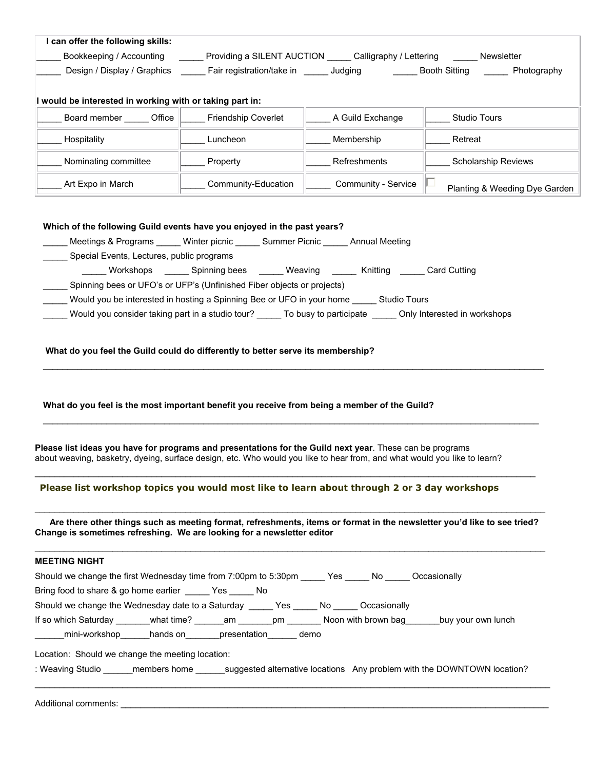**I can offer the following skills:**

_____ Bookkeeping / Accounting _____ Providing a SILENT AUCTION _____ Calligraphy / Lettering _____ Newsletter

_____ Design / Display / Graphics _____ Fair registration/take in _____ Judging _____ Booth Sitting _____ Photography

**I would be interested in working with or taking part in:**

| | | | |
|---|---|---|---|
| _____ Board member _____ Office | _____ Friendship Coverlet | _____ A Guild Exchange | _____ Studio Tours |
| _____ Hospitality | _____ Luncheon | _____ Membership | _____ Retreat |
| _____ Nominating committee | _____ Property | _____ Refreshments | _____ Scholarship Reviews |
| _____ Art Expo in March | _____ Community-Education | _____ Community - Service | ☐ Planting & Weeding Dye Garden |

**Which of the following Guild events have you enjoyed in the past years?**

_____ Meetings & Programs _____ Winter picnic _____ Summer Picnic _____ Annual Meeting

_____ Special Events, Lectures, public programs

_____ Workshops _____ Spinning bees _____ Weaving _____ Knitting _____ Card Cutting

_____ Spinning bees or UFO's or UFP's (Unfinished Fiber objects or projects)

_____ Would you be interested in hosting a Spinning Bee or UFO in your home _____ Studio Tours

_____ Would you consider taking part in a studio tour? _____ To busy to participate _____ Only Interested in workshops

**What do you feel the Guild could do differently to better serve its membership?**

_______________________________________________________________________________

**What do you feel is the most important benefit you receive from being a member of the Guild?**

_______________________________________________________________________________

**Please list ideas you have for programs and presentations for the Guild next year**. These can be programs about weaving, basketry, dyeing, surface design, etc. Who would you like to hear from, and what would you like to learn?

_______________________________________________________________________________

**Please list workshop topics you would most like to learn about through 2 or 3 day workshops**

_______________________________________________________________________________

**Are there other things such as meeting format, refreshments, items or format in the newsletter you'd like to see tried? Change is sometimes refreshing. We are looking for a newsletter editor**

_______________________________________________________________________________

**MEETING NIGHT**

Should we change the first Wednesday time from 7:00pm to 5:30pm _____ Yes _____ No _____ Occasionally

Bring food to share & go home earlier _____ Yes _____ No

Should we change the Wednesday date to a Saturday _____ Yes _____ No _____ Occasionally

If so which Saturday _______what time? ______am _______pm _______ Noon with brown bag_______buy your own lunch

______mini-workshop______hands on_______presentation______ demo

Location: Should we change the meeting location:

: Weaving Studio ______members home ______suggested alternative locations Any problem with the DOWNTOWN location?

_______________________________________________________________________________

Additional comments: _______________________________________________________________________________